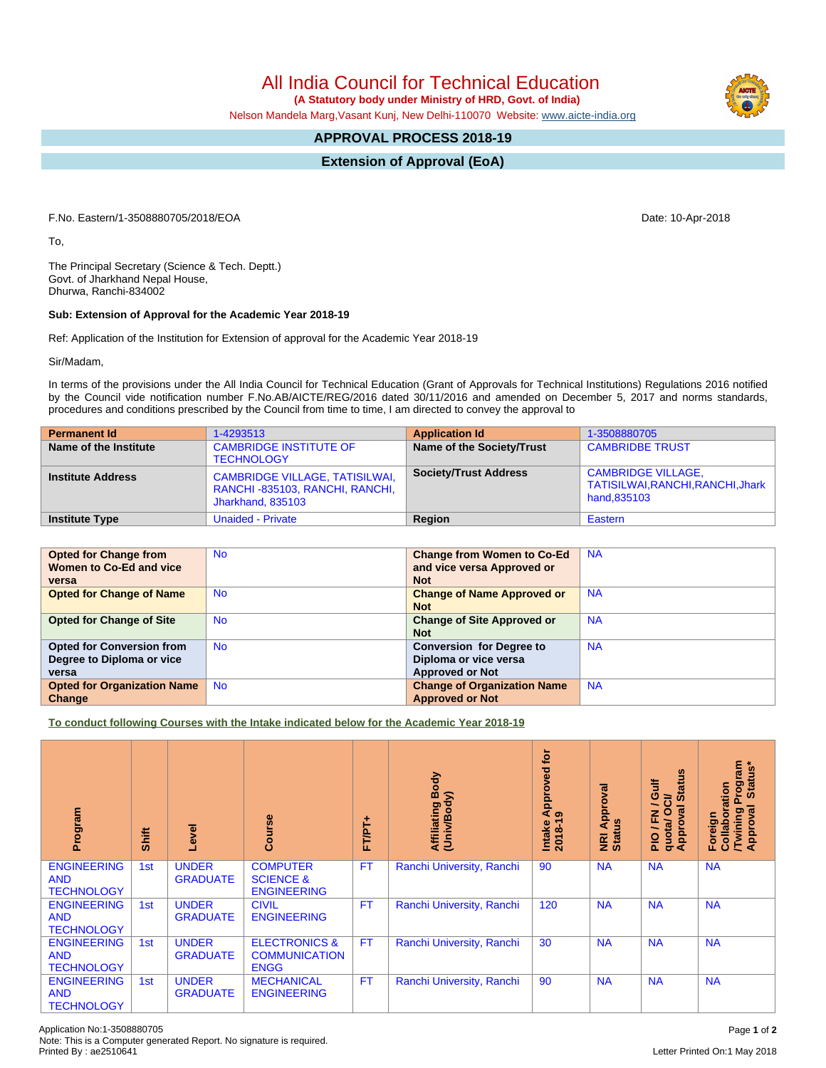# All India Council for Technical Education

**(A Statutory body under Ministry of HRD, Govt. of India)**

Nelson Mandela Marg,Vasant Kunj, New Delhi-110070 Website: www.aicte-india.org

## APPROVAL PROCESS 2018-19

## Extension of Approval (EoA)

F.No. Eastern/1-3508880705/2018/EOA

Date: 10-Apr-2018

To,

The Principal Secretary (Science & Tech. Deptt.)
Govt. of Jharkhand Nepal House,
Dhurwa, Ranchi-834002

**Sub: Extension of Approval for the Academic Year 2018-19**

Ref: Application of the Institution for Extension of approval for the Academic Year 2018-19

Sir/Madam,

In terms of the provisions under the All India Council for Technical Education (Grant of Approvals for Technical Institutions) Regulations 2016 notified by the Council vide notification number F.No.AB/AICTE/REG/2016 dated 30/11/2016 and amended on December 5, 2017 and norms standards, procedures and conditions prescribed by the Council from time to time, I am directed to convey the approval to

| **Permanent Id** | 1-4293513 | **Application Id** | 1-3508880705 |
|---|---|---|---|
| **Name of the Institute** | CAMBRIDGE INSTITUTE OF TECHNOLOGY | **Name of the Society/Trust** | CAMBRIDBE TRUST |
| **Institute Address** | CAMBRIDGE VILLAGE, TATISILWAI, RANCHI -835103, RANCHI, RANCHI, Jharkhand, 835103 | **Society/Trust Address** | CAMBRIDGE VILLAGE, TATISILWAI,RANCHI,RANCHI,Jharkhand,835103 |
| **Institute Type** | Unaided - Private | **Region** | Eastern |

| | | | |
|---|---|---|---|
| **Opted for Change from Women to Co-Ed and vice versa** | No | **Change from Women to Co-Ed and vice versa Approved or Not** | NA |
| **Opted for Change of Name** | No | **Change of Name Approved or Not** | NA |
| **Opted for Change of Site** | No | **Change of Site Approved or Not** | NA |
| **Opted for Conversion from Degree to Diploma or vice versa** | No | **Conversion for Degree to Diploma or vice versa Approved or Not** | NA |
| **Opted for Organization Name Change** | No | **Change of Organization Name Approved or Not** | NA |

**To conduct following Courses with the Intake indicated below for the Academic Year 2018-19**

| Program | Shift | Level | Course | FT/PT+ | Affiliating Body (Univ/Body) | Intake Approved for 2018-19 | NRI Approval Status | PIO / FN / Gulf quota/ OCI/ Approval Status | Foreign Collaboration /Twining Program Approval Status* |
|---|---|---|---|---|---|---|---|---|---|
| ENGINEERING AND TECHNOLOGY | 1st | UNDER GRADUATE | COMPUTER SCIENCE & ENGINEERING | FT | Ranchi University, Ranchi | 90 | NA | NA | NA |
| ENGINEERING AND TECHNOLOGY | 1st | UNDER GRADUATE | CIVIL ENGINEERING | FT | Ranchi University, Ranchi | 120 | NA | NA | NA |
| ENGINEERING AND TECHNOLOGY | 1st | UNDER GRADUATE | ELECTRONICS & COMMUNICATION ENGG | FT | Ranchi University, Ranchi | 30 | NA | NA | NA |
| ENGINEERING AND TECHNOLOGY | 1st | UNDER GRADUATE | MECHANICAL ENGINEERING | FT | Ranchi University, Ranchi | 90 | NA | NA | NA |

Application No:1-3508880705
Note: This is a Computer generated Report. No signature is required.
Printed By : ae2510641

Letter Printed On:1 May 2018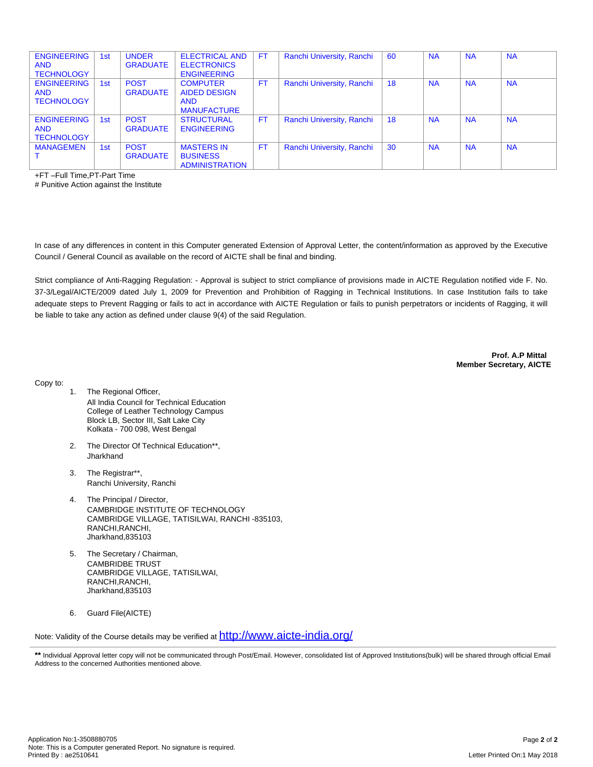| | | | | | | | | | |
|---|---|---|---|---|---|---|---|---|---|
| ENGINEERING AND TECHNOLOGY | 1st | UNDER GRADUATE | ELECTRICAL AND ELECTRONICS ENGINEERING | FT | Ranchi University, Ranchi | 60 | NA | NA | NA |
| ENGINEERING AND TECHNOLOGY | 1st | POST GRADUATE | COMPUTER AIDED DESIGN AND MANUFACTURE | FT | Ranchi University, Ranchi | 18 | NA | NA | NA |
| ENGINEERING AND TECHNOLOGY | 1st | POST GRADUATE | STRUCTURAL ENGINEERING | FT | Ranchi University, Ranchi | 18 | NA | NA | NA |
| MANAGEMENT | 1st | POST GRADUATE | MASTERS IN BUSINESS ADMINISTRATION | FT | Ranchi University, Ranchi | 30 | NA | NA | NA |

+FT –Full Time,PT-Part Time

# Punitive Action against the Institute

In case of any differences in content in this Computer generated Extension of Approval Letter, the content/information as approved by the Executive Council / General Council as available on the record of AICTE shall be final and binding.

Strict compliance of Anti-Ragging Regulation: - Approval is subject to strict compliance of provisions made in AICTE Regulation notified vide F. No. 37-3/Legal/AICTE/2009 dated July 1, 2009 for Prevention and Prohibition of Ragging in Technical Institutions. In case Institution fails to take adequate steps to Prevent Ragging or fails to act in accordance with AICTE Regulation or fails to punish perpetrators or incidents of Ragging, it will be liable to take any action as defined under clause 9(4) of the said Regulation.

**Prof. A.P Mittal**
**Member Secretary, AICTE**

Copy to:

1. The Regional Officer,
   All India Council for Technical Education
   College of Leather Technology Campus
   Block LB, Sector III, Salt Lake City
   Kolkata - 700 098, West Bengal

2. The Director Of Technical Education**,
   Jharkhand

3. The Registrar**,
   Ranchi University, Ranchi

4. The Principal / Director,
   CAMBRIDGE INSTITUTE OF TECHNOLOGY
   CAMBRIDGE VILLAGE, TATISILWAI, RANCHI -835103,
   RANCHI,RANCHI,
   Jharkhand,835103

5. The Secretary / Chairman,
   CAMBRIDBE TRUST
   CAMBRIDGE VILLAGE, TATISILWAI,
   RANCHI,RANCHI,
   Jharkhand,835103

6. Guard File(AICTE)

Note: Validity of the Course details may be verified at http://www.aicte-india.org/

** Individual Approval letter copy will not be communicated through Post/Email. However, consolidated list of Approved Institutions(bulk) will be shared through official Email Address to the concerned Authorities mentioned above.

Application No:1-3508880705
Note: This is a Computer generated Report. No signature is required.
Printed By : ae2510641

Letter Printed On:1 May 2018